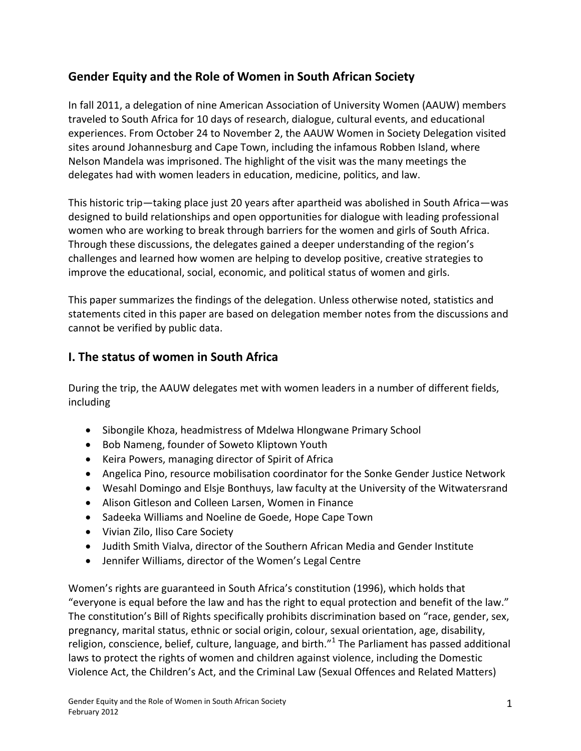## Gender Equity and the Role of Women in South African Society

In fall 2011, a delegation of nine American Association of University Women (AAUW) members traveled to South Africa for 10 days of research, dialogue, cultural events, and educational experiences. From October 24 to November 2, the AAUW Women in Society Delegation visited sites around Johannesburg and Cape Town, including the infamous Robben Island, where Nelson Mandela was imprisoned. The highlight of the visit was the many meetings the delegates had with women leaders in education, medicine, politics, and law.

This historic trip—taking place just 20 years after apartheid was abolished in South Africa—was designed to build relationships and open opportunities for dialogue with leading professional women who are working to break through barriers for the women and girls of South Africa. Through these discussions, the delegates gained a deeper understanding of the region's challenges and learned how women are helping to develop positive, creative strategies to improve the educational, social, economic, and political status of women and girls.

This paper summarizes the findings of the delegation. Unless otherwise noted, statistics and statements cited in this paper are based on delegation member notes from the discussions and cannot be verified by public data.

## I. The status of women in South Africa

During the trip, the AAUW delegates met with women leaders in a number of different fields, including

- Sibongile Khoza, headmistress of Mdelwa Hlongwane Primary School
- Bob Nameng, founder of Soweto Kliptown Youth
- Keira Powers, managing director of Spirit of Africa
- Angelica Pino, resource mobilisation coordinator for the Sonke Gender Justice Network
- Wesahl Domingo and Elsje Bonthuys, law faculty at the University of the Witwatersrand
- Alison Gitleson and Colleen Larsen, Women in Finance
- Sadeeka Williams and Noeline de Goede, Hope Cape Town
- Vivian Zilo, Iliso Care Society
- Judith Smith Vialva, director of the Southern African Media and Gender Institute
- Jennifer Williams, director of the Women's Legal Centre

Women's rights are guaranteed in South Africa's constitution (1996), which holds that "everyone is equal before the law and has the right to equal protection and benefit of the law." The constitution's Bill of Rights specifically prohibits discrimination based on "race, gender, sex, pregnancy, marital status, ethnic or social origin, colour, sexual orientation, age, disability, religion, conscience, belief, culture, language, and birth."[1] The Parliament has passed additional laws to protect the rights of women and children against violence, including the Domestic Violence Act, the Children's Act, and the Criminal Law (Sexual Offences and Related Matters)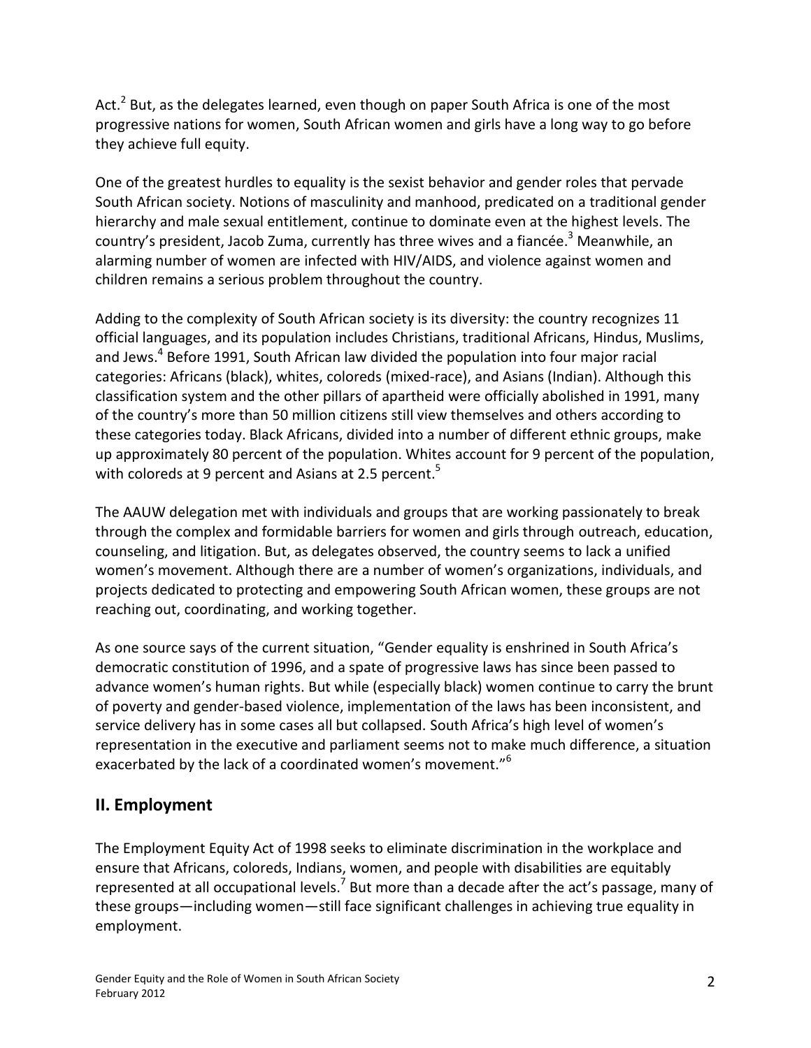Act.[2] But, as the delegates learned, even though on paper South Africa is one of the most progressive nations for women, South African women and girls have a long way to go before they achieve full equity.

One of the greatest hurdles to equality is the sexist behavior and gender roles that pervade South African society. Notions of masculinity and manhood, predicated on a traditional gender hierarchy and male sexual entitlement, continue to dominate even at the highest levels. The country's president, Jacob Zuma, currently has three wives and a fiancée.[3] Meanwhile, an alarming number of women are infected with HIV/AIDS, and violence against women and children remains a serious problem throughout the country.

Adding to the complexity of South African society is its diversity: the country recognizes 11 official languages, and its population includes Christians, traditional Africans, Hindus, Muslims, and Jews.[4] Before 1991, South African law divided the population into four major racial categories: Africans (black), whites, coloreds (mixed-race), and Asians (Indian). Although this classification system and the other pillars of apartheid were officially abolished in 1991, many of the country's more than 50 million citizens still view themselves and others according to these categories today. Black Africans, divided into a number of different ethnic groups, make up approximately 80 percent of the population. Whites account for 9 percent of the population, with coloreds at 9 percent and Asians at 2.5 percent.[5]

The AAUW delegation met with individuals and groups that are working passionately to break through the complex and formidable barriers for women and girls through outreach, education, counseling, and litigation. But, as delegates observed, the country seems to lack a unified women's movement. Although there are a number of women's organizations, individuals, and projects dedicated to protecting and empowering South African women, these groups are not reaching out, coordinating, and working together.

As one source says of the current situation, "Gender equality is enshrined in South Africa's democratic constitution of 1996, and a spate of progressive laws has since been passed to advance women's human rights. But while (especially black) women continue to carry the brunt of poverty and gender-based violence, implementation of the laws has been inconsistent, and service delivery has in some cases all but collapsed. South Africa's high level of women's representation in the executive and parliament seems not to make much difference, a situation exacerbated by the lack of a coordinated women's movement."[6]

## II. Employment

The Employment Equity Act of 1998 seeks to eliminate discrimination in the workplace and ensure that Africans, coloreds, Indians, women, and people with disabilities are equitably represented at all occupational levels.[7] But more than a decade after the act's passage, many of these groups—including women—still face significant challenges in achieving true equality in employment.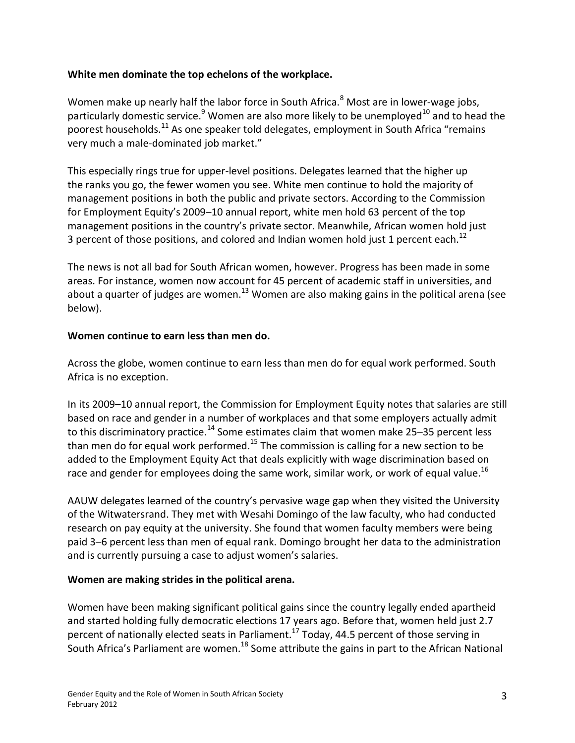**White men dominate the top echelons of the workplace.**

Women make up nearly half the labor force in South Africa.[8] Most are in lower-wage jobs, particularly domestic service.[9] Women are also more likely to be unemployed[10] and to head the poorest households.[11] As one speaker told delegates, employment in South Africa "remains very much a male-dominated job market."

This especially rings true for upper-level positions. Delegates learned that the higher up the ranks you go, the fewer women you see. White men continue to hold the majority of management positions in both the public and private sectors. According to the Commission for Employment Equity's 2009–10 annual report, white men hold 63 percent of the top management positions in the country's private sector. Meanwhile, African women hold just 3 percent of those positions, and colored and Indian women hold just 1 percent each.[12]

The news is not all bad for South African women, however. Progress has been made in some areas. For instance, women now account for 45 percent of academic staff in universities, and about a quarter of judges are women.[13] Women are also making gains in the political arena (see below).

**Women continue to earn less than men do.**

Across the globe, women continue to earn less than men do for equal work performed. South Africa is no exception.

In its 2009–10 annual report, the Commission for Employment Equity notes that salaries are still based on race and gender in a number of workplaces and that some employers actually admit to this discriminatory practice.[14] Some estimates claim that women make 25–35 percent less than men do for equal work performed.[15] The commission is calling for a new section to be added to the Employment Equity Act that deals explicitly with wage discrimination based on race and gender for employees doing the same work, similar work, or work of equal value.[16]

AAUW delegates learned of the country's pervasive wage gap when they visited the University of the Witwatersrand. They met with Wesahi Domingo of the law faculty, who had conducted research on pay equity at the university. She found that women faculty members were being paid 3–6 percent less than men of equal rank. Domingo brought her data to the administration and is currently pursuing a case to adjust women's salaries.

**Women are making strides in the political arena.**

Women have been making significant political gains since the country legally ended apartheid and started holding fully democratic elections 17 years ago. Before that, women held just 2.7 percent of nationally elected seats in Parliament.[17] Today, 44.5 percent of those serving in South Africa's Parliament are women.[18] Some attribute the gains in part to the African National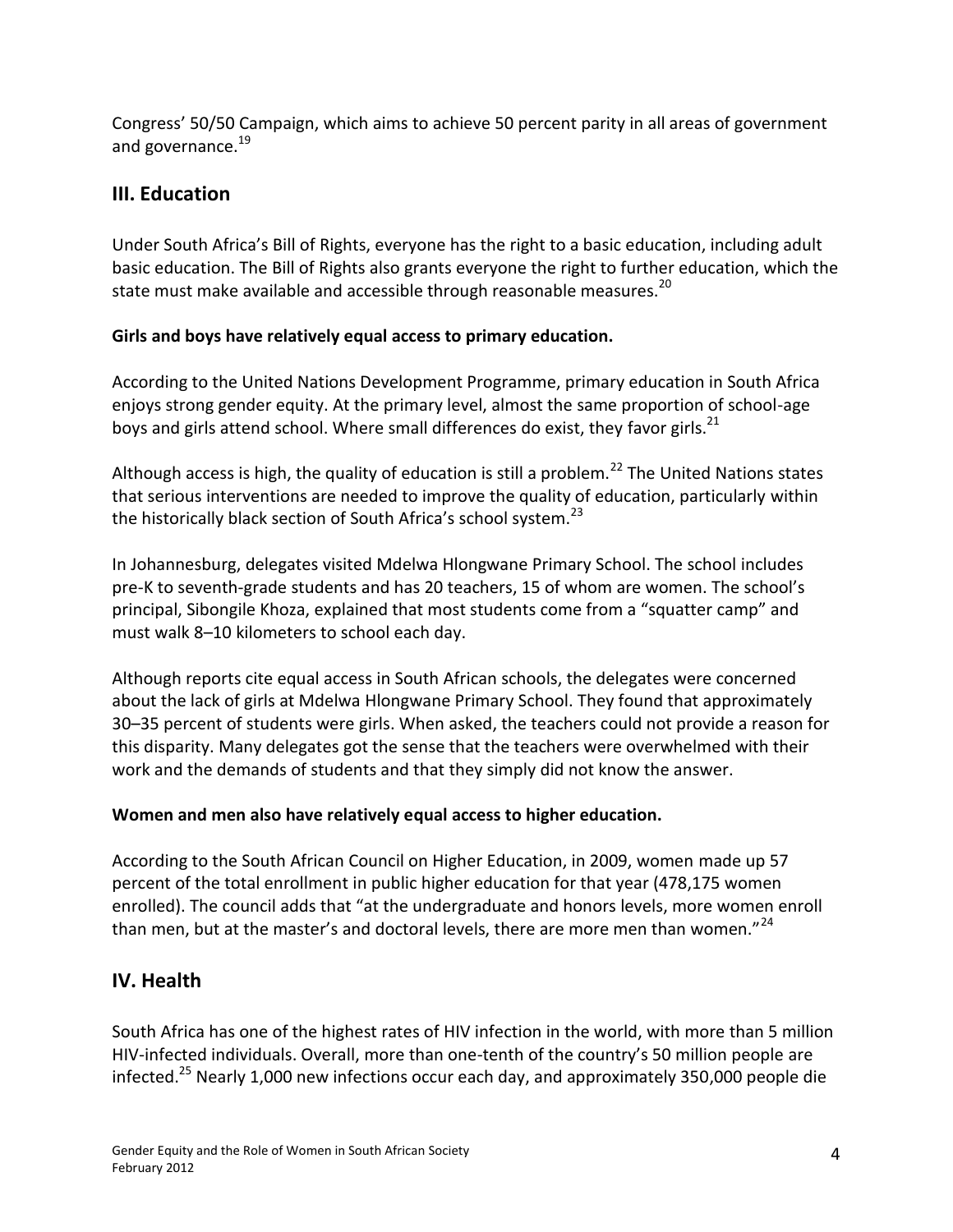Congress' 50/50 Campaign, which aims to achieve 50 percent parity in all areas of government and governance.[19]

## III. Education

Under South Africa's Bill of Rights, everyone has the right to a basic education, including adult basic education. The Bill of Rights also grants everyone the right to further education, which the state must make available and accessible through reasonable measures.[20]

**Girls and boys have relatively equal access to primary education.**

According to the United Nations Development Programme, primary education in South Africa enjoys strong gender equity. At the primary level, almost the same proportion of school-age boys and girls attend school. Where small differences do exist, they favor girls.[21]

Although access is high, the quality of education is still a problem.[22] The United Nations states that serious interventions are needed to improve the quality of education, particularly within the historically black section of South Africa's school system.[23]

In Johannesburg, delegates visited Mdelwa Hlongwane Primary School. The school includes pre-K to seventh-grade students and has 20 teachers, 15 of whom are women. The school's principal, Sibongile Khoza, explained that most students come from a "squatter camp" and must walk 8–10 kilometers to school each day.

Although reports cite equal access in South African schools, the delegates were concerned about the lack of girls at Mdelwa Hlongwane Primary School. They found that approximately 30–35 percent of students were girls. When asked, the teachers could not provide a reason for this disparity. Many delegates got the sense that the teachers were overwhelmed with their work and the demands of students and that they simply did not know the answer.

**Women and men also have relatively equal access to higher education.**

According to the South African Council on Higher Education, in 2009, women made up 57 percent of the total enrollment in public higher education for that year (478,175 women enrolled). The council adds that "at the undergraduate and honors levels, more women enroll than men, but at the master's and doctoral levels, there are more men than women."[24]

## IV. Health

South Africa has one of the highest rates of HIV infection in the world, with more than 5 million HIV-infected individuals. Overall, more than one-tenth of the country's 50 million people are infected.[25] Nearly 1,000 new infections occur each day, and approximately 350,000 people die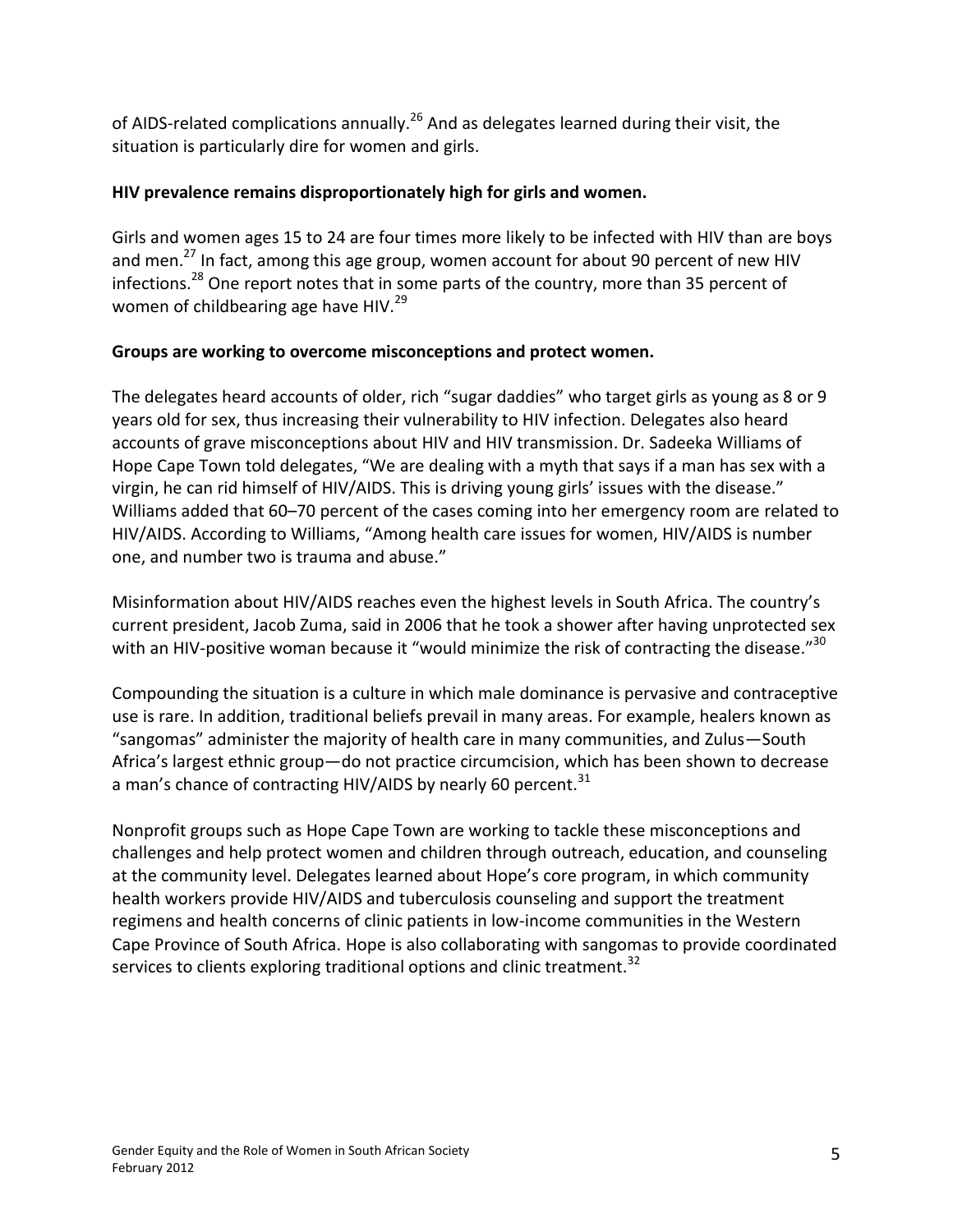of AIDS-related complications annually.[26] And as delegates learned during their visit, the situation is particularly dire for women and girls.

**HIV prevalence remains disproportionately high for girls and women.**

Girls and women ages 15 to 24 are four times more likely to be infected with HIV than are boys and men.[27] In fact, among this age group, women account for about 90 percent of new HIV infections.[28] One report notes that in some parts of the country, more than 35 percent of women of childbearing age have HIV.[29]

**Groups are working to overcome misconceptions and protect women.**

The delegates heard accounts of older, rich "sugar daddies" who target girls as young as 8 or 9 years old for sex, thus increasing their vulnerability to HIV infection. Delegates also heard accounts of grave misconceptions about HIV and HIV transmission. Dr. Sadeeka Williams of Hope Cape Town told delegates, "We are dealing with a myth that says if a man has sex with a virgin, he can rid himself of HIV/AIDS. This is driving young girls' issues with the disease." Williams added that 60–70 percent of the cases coming into her emergency room are related to HIV/AIDS. According to Williams, "Among health care issues for women, HIV/AIDS is number one, and number two is trauma and abuse."

Misinformation about HIV/AIDS reaches even the highest levels in South Africa. The country's current president, Jacob Zuma, said in 2006 that he took a shower after having unprotected sex with an HIV-positive woman because it "would minimize the risk of contracting the disease."[30]

Compounding the situation is a culture in which male dominance is pervasive and contraceptive use is rare. In addition, traditional beliefs prevail in many areas. For example, healers known as "sangomas" administer the majority of health care in many communities, and Zulus—South Africa's largest ethnic group—do not practice circumcision, which has been shown to decrease a man's chance of contracting HIV/AIDS by nearly 60 percent.[31]

Nonprofit groups such as Hope Cape Town are working to tackle these misconceptions and challenges and help protect women and children through outreach, education, and counseling at the community level. Delegates learned about Hope's core program, in which community health workers provide HIV/AIDS and tuberculosis counseling and support the treatment regimens and health concerns of clinic patients in low-income communities in the Western Cape Province of South Africa. Hope is also collaborating with sangomas to provide coordinated services to clients exploring traditional options and clinic treatment.[32]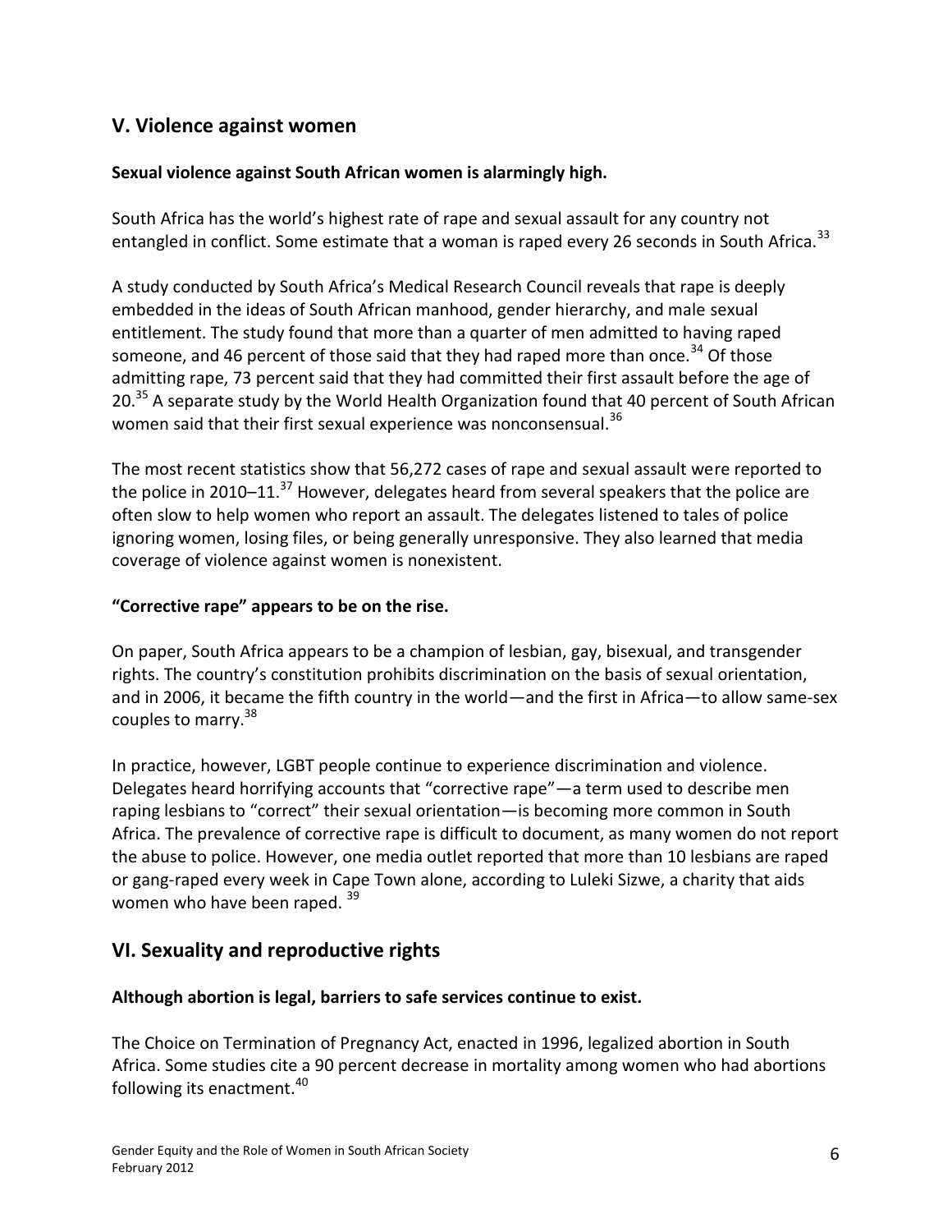## V. Violence against women

**Sexual violence against South African women is alarmingly high.**

South Africa has the world's highest rate of rape and sexual assault for any country not entangled in conflict. Some estimate that a woman is raped every 26 seconds in South Africa.[33]

A study conducted by South Africa's Medical Research Council reveals that rape is deeply embedded in the ideas of South African manhood, gender hierarchy, and male sexual entitlement. The study found that more than a quarter of men admitted to having raped someone, and 46 percent of those said that they had raped more than once.[34] Of those admitting rape, 73 percent said that they had committed their first assault before the age of 20.[35] A separate study by the World Health Organization found that 40 percent of South African women said that their first sexual experience was nonconsensual.[36]

The most recent statistics show that 56,272 cases of rape and sexual assault were reported to the police in 2010–11.[37] However, delegates heard from several speakers that the police are often slow to help women who report an assault. The delegates listened to tales of police ignoring women, losing files, or being generally unresponsive. They also learned that media coverage of violence against women is nonexistent.

**"Corrective rape" appears to be on the rise.**

On paper, South Africa appears to be a champion of lesbian, gay, bisexual, and transgender rights. The country's constitution prohibits discrimination on the basis of sexual orientation, and in 2006, it became the fifth country in the world—and the first in Africa—to allow same-sex couples to marry.[38]

In practice, however, LGBT people continue to experience discrimination and violence. Delegates heard horrifying accounts that "corrective rape"—a term used to describe men raping lesbians to "correct" their sexual orientation—is becoming more common in South Africa. The prevalence of corrective rape is difficult to document, as many women do not report the abuse to police. However, one media outlet reported that more than 10 lesbians are raped or gang-raped every week in Cape Town alone, according to Luleki Sizwe, a charity that aids women who have been raped.[39]

## VI. Sexuality and reproductive rights

**Although abortion is legal, barriers to safe services continue to exist.**

The Choice on Termination of Pregnancy Act, enacted in 1996, legalized abortion in South Africa. Some studies cite a 90 percent decrease in mortality among women who had abortions following its enactment.[40]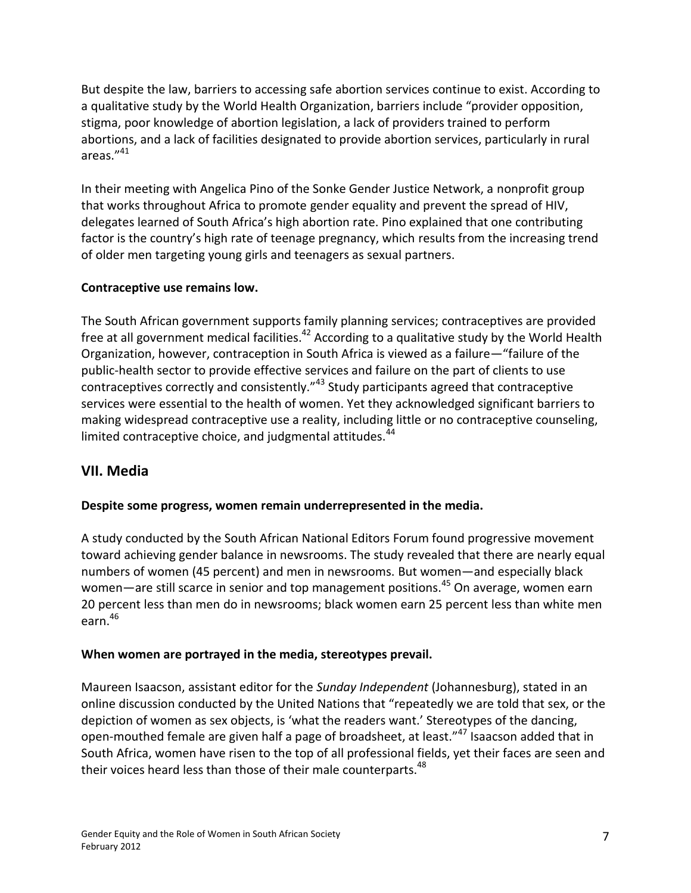But despite the law, barriers to accessing safe abortion services continue to exist. According to a qualitative study by the World Health Organization, barriers include "provider opposition, stigma, poor knowledge of abortion legislation, a lack of providers trained to perform abortions, and a lack of facilities designated to provide abortion services, particularly in rural areas."[41]

In their meeting with Angelica Pino of the Sonke Gender Justice Network, a nonprofit group that works throughout Africa to promote gender equality and prevent the spread of HIV, delegates learned of South Africa's high abortion rate. Pino explained that one contributing factor is the country's high rate of teenage pregnancy, which results from the increasing trend of older men targeting young girls and teenagers as sexual partners.

**Contraceptive use remains low.**

The South African government supports family planning services; contraceptives are provided free at all government medical facilities.[42] According to a qualitative study by the World Health Organization, however, contraception in South Africa is viewed as a failure—"failure of the public-health sector to provide effective services and failure on the part of clients to use contraceptives correctly and consistently."[43] Study participants agreed that contraceptive services were essential to the health of women. Yet they acknowledged significant barriers to making widespread contraceptive use a reality, including little or no contraceptive counseling, limited contraceptive choice, and judgmental attitudes.[44]

## VII. Media

**Despite some progress, women remain underrepresented in the media.**

A study conducted by the South African National Editors Forum found progressive movement toward achieving gender balance in newsrooms. The study revealed that there are nearly equal numbers of women (45 percent) and men in newsrooms. But women—and especially black women—are still scarce in senior and top management positions.[45] On average, women earn 20 percent less than men do in newsrooms; black women earn 25 percent less than white men earn.[46]

**When women are portrayed in the media, stereotypes prevail.**

Maureen Isaacson, assistant editor for the *Sunday Independent* (Johannesburg), stated in an online discussion conducted by the United Nations that "repeatedly we are told that sex, or the depiction of women as sex objects, is 'what the readers want.' Stereotypes of the dancing, open-mouthed female are given half a page of broadsheet, at least."[47] Isaacson added that in South Africa, women have risen to the top of all professional fields, yet their faces are seen and their voices heard less than those of their male counterparts.[48]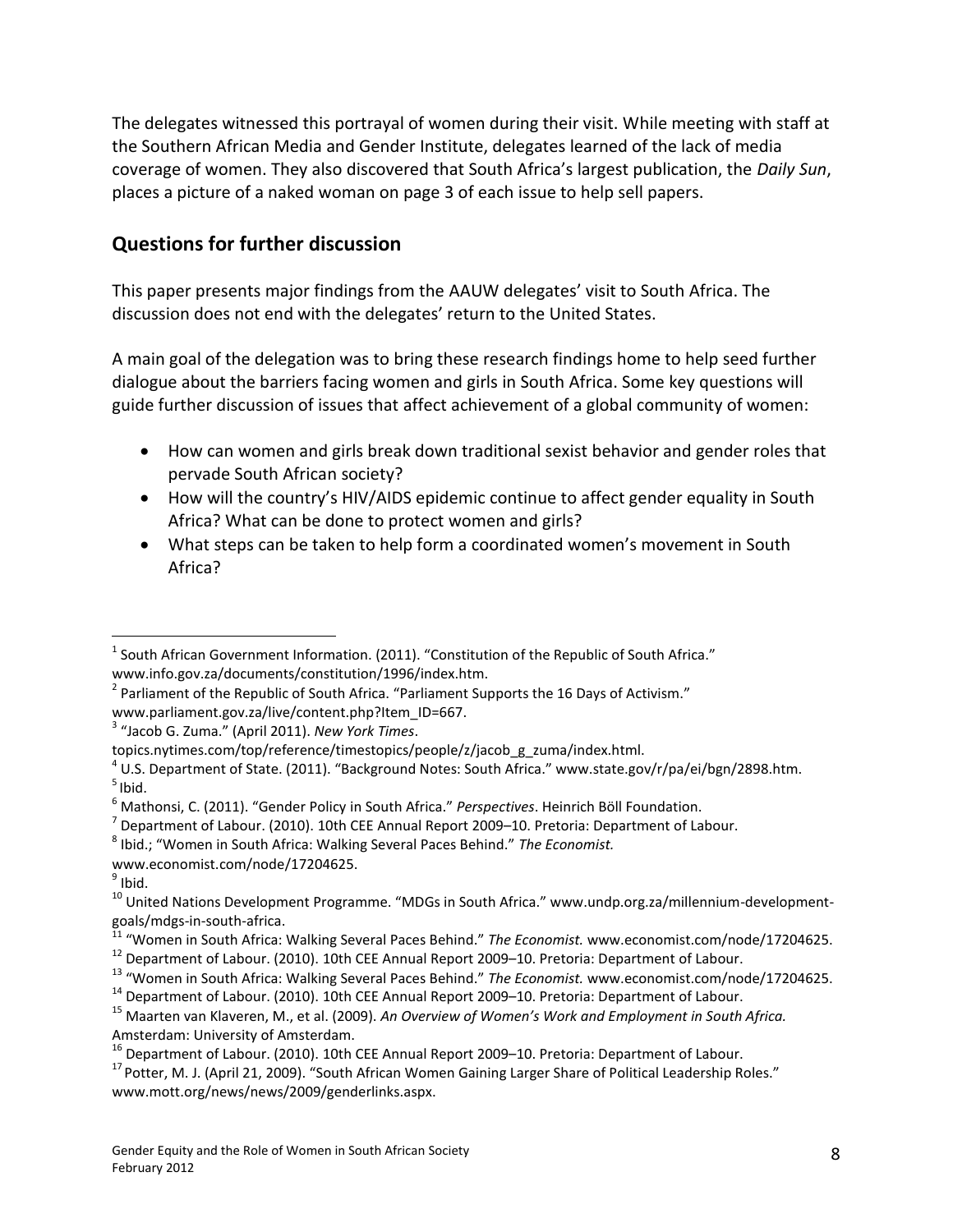The delegates witnessed this portrayal of women during their visit. While meeting with staff at the Southern African Media and Gender Institute, delegates learned of the lack of media coverage of women. They also discovered that South Africa's largest publication, the *Daily Sun*, places a picture of a naked woman on page 3 of each issue to help sell papers.

## Questions for further discussion

This paper presents major findings from the AAUW delegates' visit to South Africa. The discussion does not end with the delegates' return to the United States.

A main goal of the delegation was to bring these research findings home to help seed further dialogue about the barriers facing women and girls in South Africa. Some key questions will guide further discussion of issues that affect achievement of a global community of women:

- How can women and girls break down traditional sexist behavior and gender roles that pervade South African society?
- How will the country's HIV/AIDS epidemic continue to affect gender equality in South Africa? What can be done to protect women and girls?
- What steps can be taken to help form a coordinated women's movement in South Africa?

---

[1] South African Government Information. (2011). "Constitution of the Republic of South Africa." www.info.gov.za/documents/constitution/1996/index.htm.

[2] Parliament of the Republic of South Africa. "Parliament Supports the 16 Days of Activism." www.parliament.gov.za/live/content.php?Item_ID=667.

[3] "Jacob G. Zuma." (April 2011). *New York Times*. topics.nytimes.com/top/reference/timestopics/people/z/jacob_g_zuma/index.html.

[4] U.S. Department of State. (2011). "Background Notes: South Africa." www.state.gov/r/pa/ei/bgn/2898.htm.

[5] Ibid.

[6] Mathonsi, C. (2011). "Gender Policy in South Africa." *Perspectives*. Heinrich Böll Foundation.

[7] Department of Labour. (2010). 10th CEE Annual Report 2009–10. Pretoria: Department of Labour.

[8] Ibid.; "Women in South Africa: Walking Several Paces Behind." *The Economist.* www.economist.com/node/17204625.

[9] Ibid.

[10] United Nations Development Programme. "MDGs in South Africa." www.undp.org.za/millennium-development-goals/mdgs-in-south-africa.

[11] "Women in South Africa: Walking Several Paces Behind." *The Economist.* www.economist.com/node/17204625.

[12] Department of Labour. (2010). 10th CEE Annual Report 2009–10. Pretoria: Department of Labour.

[13] "Women in South Africa: Walking Several Paces Behind." *The Economist.* www.economist.com/node/17204625.

[14] Department of Labour. (2010). 10th CEE Annual Report 2009–10. Pretoria: Department of Labour.

[15] Maarten van Klaveren, M., et al. (2009). *An Overview of Women's Work and Employment in South Africa.* Amsterdam: University of Amsterdam.

[16] Department of Labour. (2010). 10th CEE Annual Report 2009–10. Pretoria: Department of Labour.

[17] Potter, M. J. (April 21, 2009). "South African Women Gaining Larger Share of Political Leadership Roles." www.mott.org/news/news/2009/genderlinks.aspx.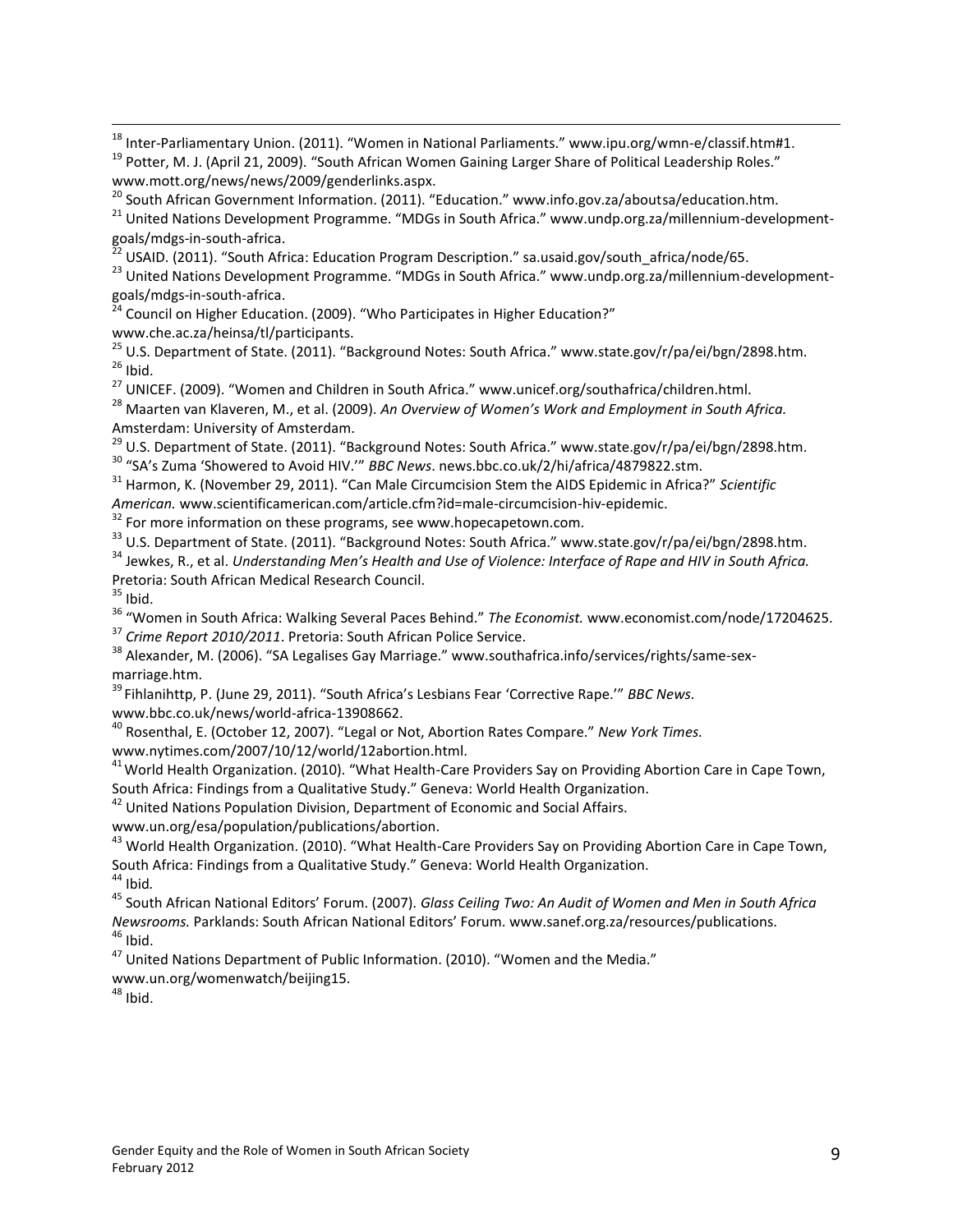[18] Inter-Parliamentary Union. (2011). "Women in National Parliaments." www.ipu.org/wmn-e/classif.htm#1.

[19] Potter, M. J. (April 21, 2009). "South African Women Gaining Larger Share of Political Leadership Roles." www.mott.org/news/news/2009/genderlinks.aspx.

[20] South African Government Information. (2011). "Education." www.info.gov.za/aboutsa/education.htm.

[21] United Nations Development Programme. "MDGs in South Africa." www.undp.org.za/millennium-development-goals/mdgs-in-south-africa.

[22] USAID. (2011). "South Africa: Education Program Description." sa.usaid.gov/south_africa/node/65.

[23] United Nations Development Programme. "MDGs in South Africa." www.undp.org.za/millennium-development-goals/mdgs-in-south-africa.

[24] Council on Higher Education. (2009). "Who Participates in Higher Education?" www.che.ac.za/heinsa/tl/participants.

[25] U.S. Department of State. (2011). "Background Notes: South Africa." www.state.gov/r/pa/ei/bgn/2898.htm.

[26] Ibid.

[27] UNICEF. (2009). "Women and Children in South Africa." www.unicef.org/southafrica/children.html.

[28] Maarten van Klaveren, M., et al. (2009). *An Overview of Women's Work and Employment in South Africa.* Amsterdam: University of Amsterdam.

[29] U.S. Department of State. (2011). "Background Notes: South Africa." www.state.gov/r/pa/ei/bgn/2898.htm.

[30] "SA's Zuma 'Showered to Avoid HIV.'" *BBC News*. news.bbc.co.uk/2/hi/africa/4879822.stm.

[31] Harmon, K. (November 29, 2011). "Can Male Circumcision Stem the AIDS Epidemic in Africa?" *Scientific American.* www.scientificamerican.com/article.cfm?id=male-circumcision-hiv-epidemic.

[32] For more information on these programs, see www.hopecapetown.com.

[33] U.S. Department of State. (2011). "Background Notes: South Africa." www.state.gov/r/pa/ei/bgn/2898.htm.

[34] Jewkes, R., et al. *Understanding Men's Health and Use of Violence: Interface of Rape and HIV in South Africa.* Pretoria: South African Medical Research Council.

[35] Ibid.

[36] "Women in South Africa: Walking Several Paces Behind." *The Economist.* www.economist.com/node/17204625.

[37] *Crime Report 2010/2011*. Pretoria: South African Police Service.

[38] Alexander, M. (2006). "SA Legalises Gay Marriage." www.southafrica.info/services/rights/same-sex-marriage.htm.

[39] Fihlanihttp, P. (June 29, 2011). "South Africa's Lesbians Fear 'Corrective Rape.'" *BBC News*. www.bbc.co.uk/news/world-africa-13908662.

[40] Rosenthal, E. (October 12, 2007). "Legal or Not, Abortion Rates Compare." *New York Times.* www.nytimes.com/2007/10/12/world/12abortion.html.

[41] World Health Organization. (2010). "What Health-Care Providers Say on Providing Abortion Care in Cape Town, South Africa: Findings from a Qualitative Study." Geneva: World Health Organization.

[42] United Nations Population Division, Department of Economic and Social Affairs. www.un.org/esa/population/publications/abortion.

[43] World Health Organization. (2010). "What Health-Care Providers Say on Providing Abortion Care in Cape Town, South Africa: Findings from a Qualitative Study." Geneva: World Health Organization.

[44] Ibid*.*

[45] South African National Editors' Forum. (2007). *Glass Ceiling Two: An Audit of Women and Men in South Africa Newsrooms.* Parklands: South African National Editors' Forum. www.sanef.org.za/resources/publications.

[46] Ibid.

[47] United Nations Department of Public Information. (2010). "Women and the Media." www.un.org/womenwatch/beijing15.

[48] Ibid.